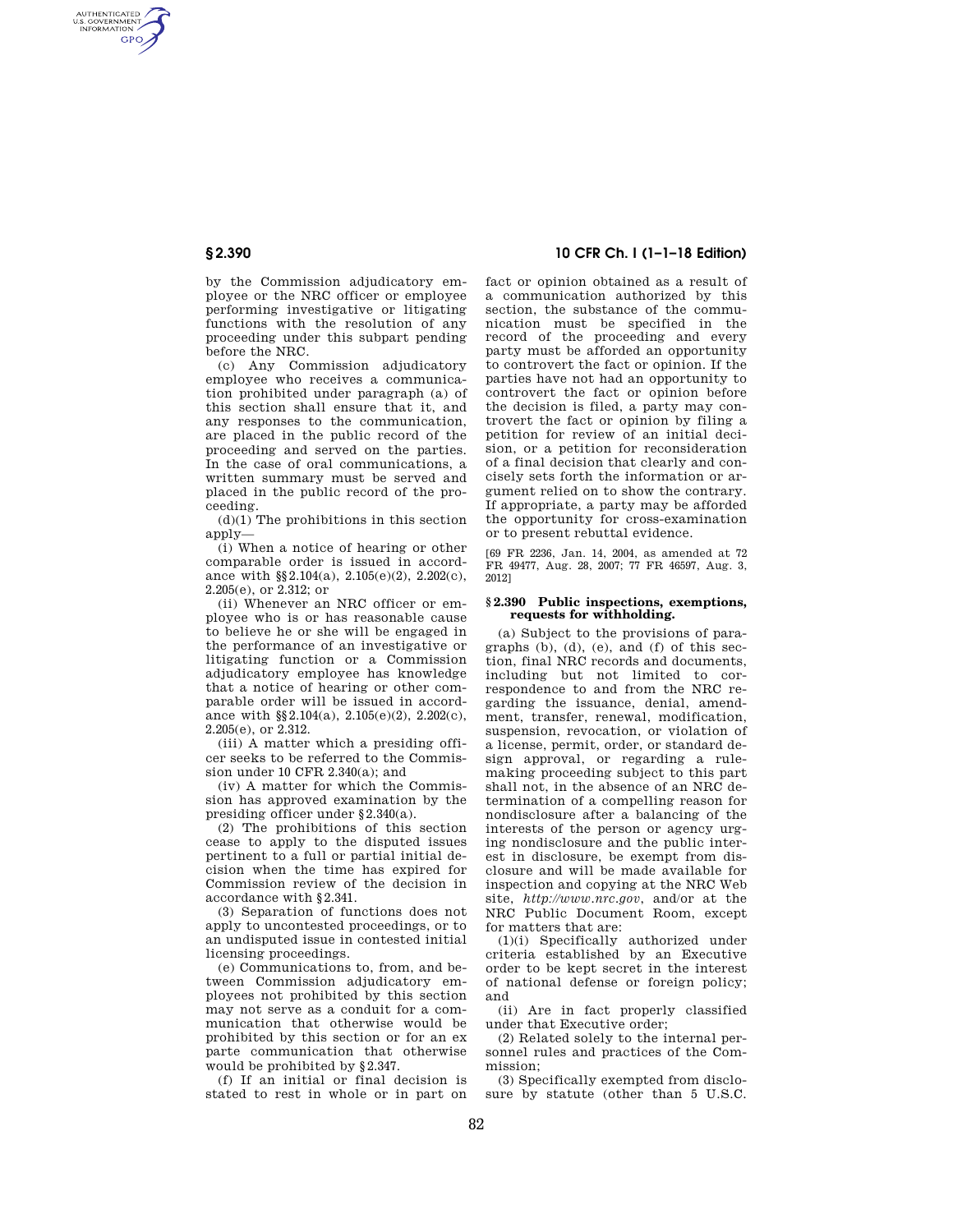by the Commission adjudicatory employee or the NRC officer or employee performing investigative or litigating functions with the resolution of any proceeding under this subpart pending before the NRC.

(c) Any Commission adjudicatory employee who receives a communication prohibited under paragraph (a) of this section shall ensure that it, and any responses to the communication, are placed in the public record of the proceeding and served on the parties. In the case of oral communications, a written summary must be served and placed in the public record of the proceeding.

(d)(1) The prohibitions in this section apply—

(i) When a notice of hearing or other comparable order is issued in accordance with §§ 2.104(a), 2.105(e)(2), 2.202(c), 2.205(e), or 2.312; or

(ii) Whenever an NRC officer or employee who is or has reasonable cause to believe he or she will be engaged in the performance of an investigative or litigating function or a Commission adjudicatory employee has knowledge that a notice of hearing or other comparable order will be issued in accordance with §§ 2.104(a), 2.105(e)(2), 2.202(c), 2.205(e), or 2.312.

(iii) A matter which a presiding officer seeks to be referred to the Commission under 10 CFR 2.340(a); and

(iv) A matter for which the Commission has approved examination by the presiding officer under § 2.340(a).

(2) The prohibitions of this section cease to apply to the disputed issues pertinent to a full or partial initial decision when the time has expired for Commission review of the decision in accordance with § 2.341.

(3) Separation of functions does not apply to uncontested proceedings, or to an undisputed issue in contested initial licensing proceedings.

(e) Communications to, from, and between Commission adjudicatory employees not prohibited by this section may not serve as a conduit for a communication that otherwise would be prohibited by this section or for an ex parte communication that otherwise would be prohibited by § 2.347.

(f) If an initial or final decision is stated to rest in whole or in part on fact or opinion obtained as a result of a communication authorized by this section, the substance of the communication must be specified in the record of the proceeding and every party must be afforded an opportunity to controvert the fact or opinion. If the parties have not had an opportunity to controvert the fact or opinion before the decision is filed, a party may controvert the fact or opinion by filing a petition for review of an initial decision, or a petition for reconsideration of a final decision that clearly and concisely sets forth the information or argument relied on to show the contrary. If appropriate, a party may be afforded the opportunity for cross-examination or to present rebuttal evidence.

[69 FR 2236, Jan. 14, 2004, as amended at 72 FR 49477, Aug. 28, 2007; 77 FR 46597, Aug. 3, 2012]

### § 2.390 Public inspections, exemptions, requests for withholding.

(a) Subject to the provisions of paragraphs (b), (d), (e), and (f) of this section, final NRC records and documents, including but not limited to correspondence to and from the NRC regarding the issuance, denial, amendment, transfer, renewal, modification, suspension, revocation, or violation of a license, permit, order, or standard design approval, or regarding a rulemaking proceeding subject to this part shall not, in the absence of an NRC determination of a compelling reason for nondisclosure after a balancing of the interests of the person or agency urging nondisclosure and the public interest in disclosure, be exempt from disclosure and will be made available for inspection and copying at the NRC Web site, *http://www.nrc.gov*, and/or at the NRC Public Document Room, except for matters that are:

(1)(i) Specifically authorized under criteria established by an Executive order to be kept secret in the interest of national defense or foreign policy; and

(ii) Are in fact properly classified under that Executive order;

(2) Related solely to the internal personnel rules and practices of the Commission;

(3) Specifically exempted from disclosure by statute (other than 5 U.S.C.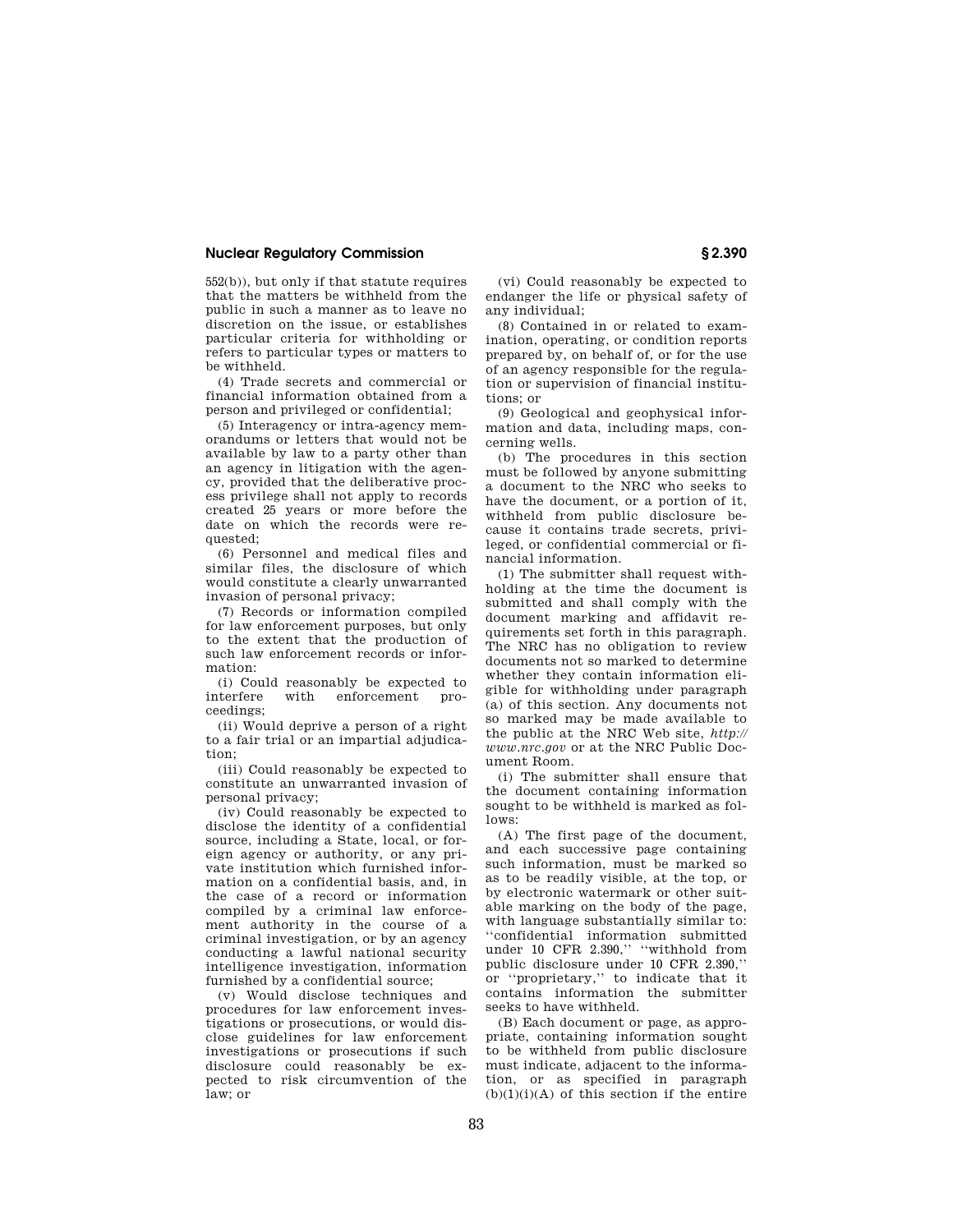552(b)), but only if that statute requires that the matters be withheld from the public in such a manner as to leave no discretion on the issue, or establishes particular criteria for withholding or refers to particular types or matters to be withheld.

(4) Trade secrets and commercial or financial information obtained from a person and privileged or confidential;

(5) Interagency or intra-agency memorandums or letters that would not be available by law to a party other than an agency in litigation with the agency, provided that the deliberative process privilege shall not apply to records created 25 years or more before the date on which the records were requested;

(6) Personnel and medical files and similar files, the disclosure of which would constitute a clearly unwarranted invasion of personal privacy;

(7) Records or information compiled for law enforcement purposes, but only to the extent that the production of such law enforcement records or information:

(i) Could reasonably be expected to interfere with enforcement proceedings;

(ii) Would deprive a person of a right to a fair trial or an impartial adjudication;

(iii) Could reasonably be expected to constitute an unwarranted invasion of personal privacy;

(iv) Could reasonably be expected to disclose the identity of a confidential source, including a State, local, or foreign agency or authority, or any private institution which furnished information on a confidential basis, and, in the case of a record or information compiled by a criminal law enforcement authority in the course of a criminal investigation, or by an agency conducting a lawful national security intelligence investigation, information furnished by a confidential source;

(v) Would disclose techniques and procedures for law enforcement investigations or prosecutions, or would disclose guidelines for law enforcement investigations or prosecutions if such disclosure could reasonably be expected to risk circumvention of the law; or

(vi) Could reasonably be expected to endanger the life or physical safety of any individual;

(8) Contained in or related to examination, operating, or condition reports prepared by, on behalf of, or for the use of an agency responsible for the regulation or supervision of financial institutions; or

(9) Geological and geophysical information and data, including maps, concerning wells.

(b) The procedures in this section must be followed by anyone submitting a document to the NRC who seeks to have the document, or a portion of it, withheld from public disclosure because it contains trade secrets, privileged, or confidential commercial or financial information.

(1) The submitter shall request withholding at the time the document is submitted and shall comply with the document marking and affidavit requirements set forth in this paragraph. The NRC has no obligation to review documents not so marked to determine whether they contain information eligible for withholding under paragraph (a) of this section. Any documents not so marked may be made available to the public at the NRC Web site, *http://www.nrc.gov* or at the NRC Public Document Room.

(i) The submitter shall ensure that the document containing information sought to be withheld is marked as follows:

(A) The first page of the document, and each successive page containing such information, must be marked so as to be readily visible, at the top, or by electronic watermark or other suitable marking on the body of the page, with language substantially similar to: ''confidential information submitted under 10 CFR 2.390,'' ''withhold from public disclosure under 10 CFR 2.390,'' or ''proprietary,'' to indicate that it contains information the submitter seeks to have withheld.

(B) Each document or page, as appropriate, containing information sought to be withheld from public disclosure must indicate, adjacent to the information, or as specified in paragraph (b)(1)(i)(A) of this section if the entire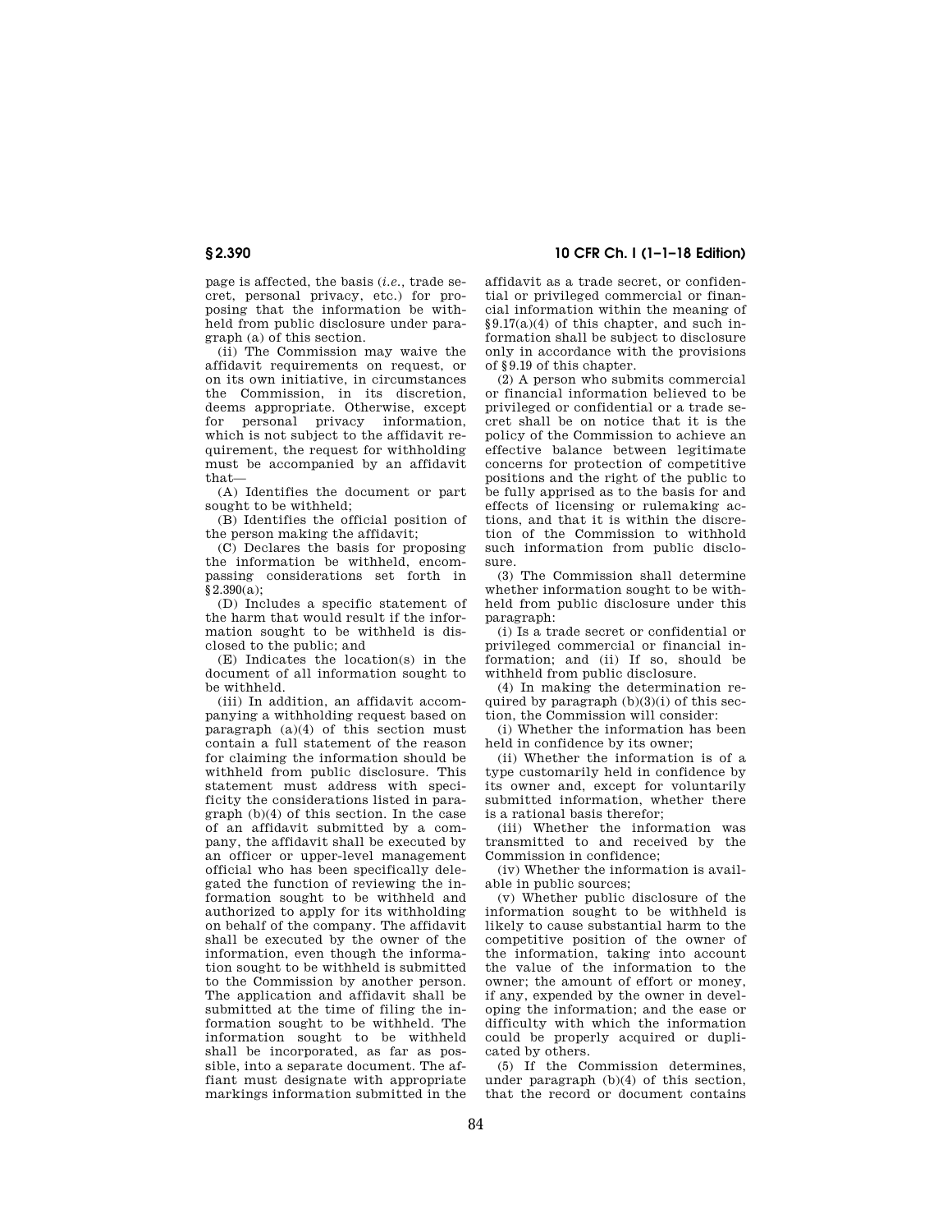page is affected, the basis (*i.e.*, trade secret, personal privacy, etc.) for proposing that the information be withheld from public disclosure under paragraph (a) of this section.

(ii) The Commission may waive the affidavit requirements on request, or on its own initiative, in circumstances the Commission, in its discretion, deems appropriate. Otherwise, except for personal privacy information, which is not subject to the affidavit requirement, the request for withholding must be accompanied by an affidavit that—

(A) Identifies the document or part sought to be withheld;

(B) Identifies the official position of the person making the affidavit;

(C) Declares the basis for proposing the information be withheld, encompassing considerations set forth in §2.390(a);

(D) Includes a specific statement of the harm that would result if the information sought to be withheld is disclosed to the public; and

(E) Indicates the location(s) in the document of all information sought to be withheld.

(iii) In addition, an affidavit accompanying a withholding request based on paragraph (a)(4) of this section must contain a full statement of the reason for claiming the information should be withheld from public disclosure. This statement must address with specificity the considerations listed in paragraph (b)(4) of this section. In the case of an affidavit submitted by a company, the affidavit shall be executed by an officer or upper-level management official who has been specifically delegated the function of reviewing the information sought to be withheld and authorized to apply for its withholding on behalf of the company. The affidavit shall be executed by the owner of the information, even though the information sought to be withheld is submitted to the Commission by another person. The application and affidavit shall be submitted at the time of filing the information sought to be withheld. The information sought to be withheld shall be incorporated, as far as possible, into a separate document. The affiant must designate with appropriate markings information submitted in the affidavit as a trade secret, or confidential or privileged commercial or financial information within the meaning of §9.17(a)(4) of this chapter, and such information shall be subject to disclosure only in accordance with the provisions of §9.19 of this chapter.

(2) A person who submits commercial or financial information believed to be privileged or confidential or a trade secret shall be on notice that it is the policy of the Commission to achieve an effective balance between legitimate concerns for protection of competitive positions and the right of the public to be fully apprised as to the basis for and effects of licensing or rulemaking actions, and that it is within the discretion of the Commission to withhold such information from public disclosure.

(3) The Commission shall determine whether information sought to be withheld from public disclosure under this paragraph:

(i) Is a trade secret or confidential or privileged commercial or financial information; and (ii) If so, should be withheld from public disclosure.

(4) In making the determination required by paragraph (b)(3)(i) of this section, the Commission will consider:

(i) Whether the information has been held in confidence by its owner;

(ii) Whether the information is of a type customarily held in confidence by its owner and, except for voluntarily submitted information, whether there is a rational basis therefor;

(iii) Whether the information was transmitted to and received by the Commission in confidence;

(iv) Whether the information is available in public sources;

(v) Whether public disclosure of the information sought to be withheld is likely to cause substantial harm to the competitive position of the owner of the information, taking into account the value of the information to the owner; the amount of effort or money, if any, expended by the owner in developing the information; and the ease or difficulty with which the information could be properly acquired or duplicated by others.

(5) If the Commission determines, under paragraph (b)(4) of this section, that the record or document contains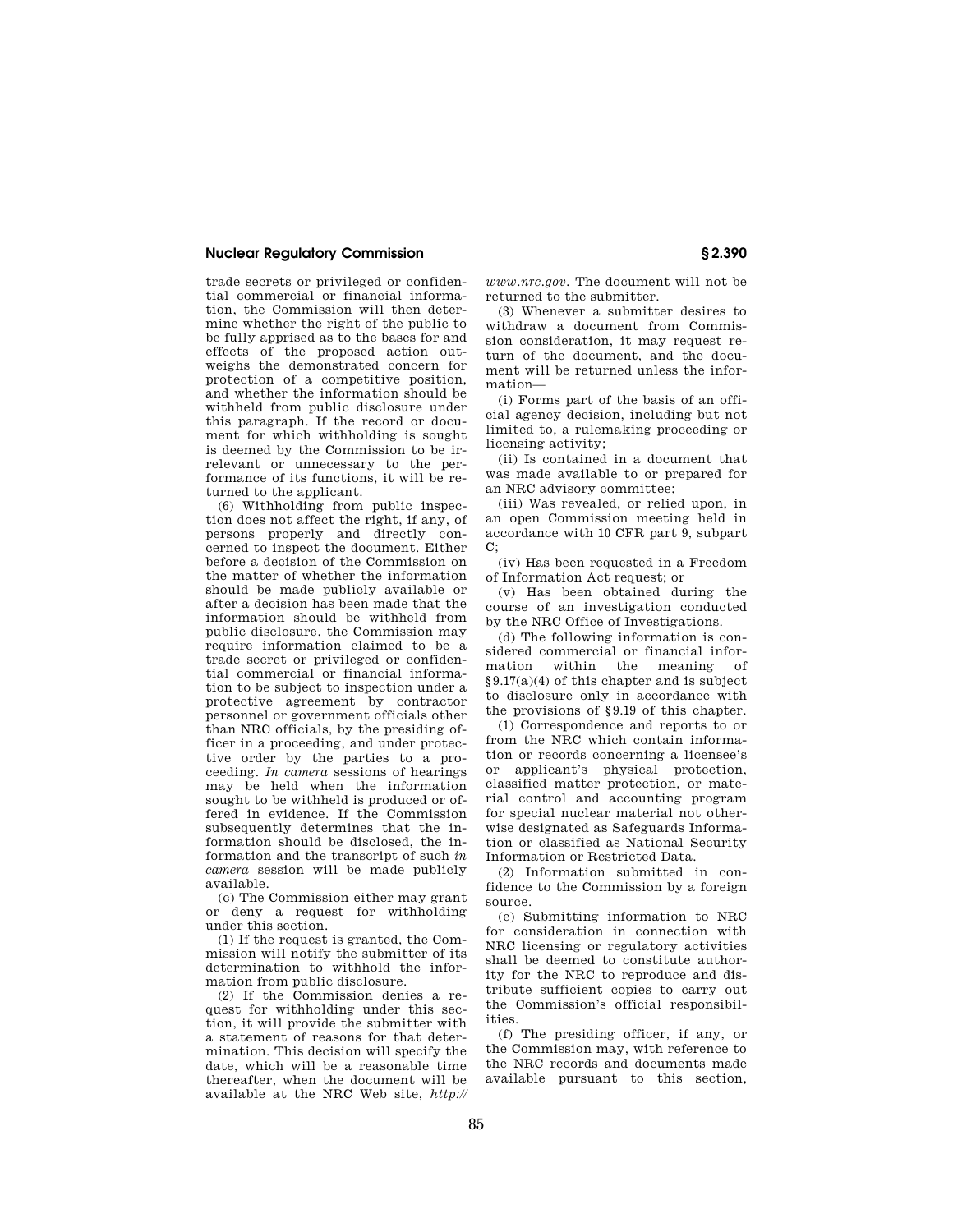trade secrets or privileged or confidential commercial or financial information, the Commission will then determine whether the right of the public to be fully apprised as to the bases for and effects of the proposed action outweighs the demonstrated concern for protection of a competitive position, and whether the information should be withheld from public disclosure under this paragraph. If the record or document for which withholding is sought is deemed by the Commission to be irrelevant or unnecessary to the performance of its functions, it will be returned to the applicant.

(6) Withholding from public inspection does not affect the right, if any, of persons properly and directly concerned to inspect the document. Either before a decision of the Commission on the matter of whether the information should be made publicly available or after a decision has been made that the information should be withheld from public disclosure, the Commission may require information claimed to be a trade secret or privileged or confidential commercial or financial information to be subject to inspection under a protective agreement by contractor personnel or government officials other than NRC officials, by the presiding officer in a proceeding, and under protective order by the parties to a proceeding. *In camera* sessions of hearings may be held when the information sought to be withheld is produced or offered in evidence. If the Commission subsequently determines that the information should be disclosed, the information and the transcript of such *in camera* session will be made publicly available.

(c) The Commission either may grant or deny a request for withholding under this section.

(1) If the request is granted, the Commission will notify the submitter of its determination to withhold the information from public disclosure.

(2) If the Commission denies a request for withholding under this section, it will provide the submitter with a statement of reasons for that determination. This decision will specify the date, which will be a reasonable time thereafter, when the document will be available at the NRC Web site, *http://www.nrc.gov*. The document will not be returned to the submitter.

(3) Whenever a submitter desires to withdraw a document from Commission consideration, it may request return of the document, and the document will be returned unless the information—

(i) Forms part of the basis of an official agency decision, including but not limited to, a rulemaking proceeding or licensing activity;

(ii) Is contained in a document that was made available to or prepared for an NRC advisory committee;

(iii) Was revealed, or relied upon, in an open Commission meeting held in accordance with 10 CFR part 9, subpart C;

(iv) Has been requested in a Freedom of Information Act request; or

(v) Has been obtained during the course of an investigation conducted by the NRC Office of Investigations.

(d) The following information is considered commercial or financial information within the meaning of §9.17(a)(4) of this chapter and is subject to disclosure only in accordance with the provisions of §9.19 of this chapter.

(1) Correspondence and reports to or from the NRC which contain information or records concerning a licensee's or applicant's physical protection, classified matter protection, or material control and accounting program for special nuclear material not otherwise designated as Safeguards Information or classified as National Security Information or Restricted Data.

(2) Information submitted in confidence to the Commission by a foreign source.

(e) Submitting information to NRC for consideration in connection with NRC licensing or regulatory activities shall be deemed to constitute authority for the NRC to reproduce and distribute sufficient copies to carry out the Commission's official responsibilities.

(f) The presiding officer, if any, or the Commission may, with reference to the NRC records and documents made available pursuant to this section,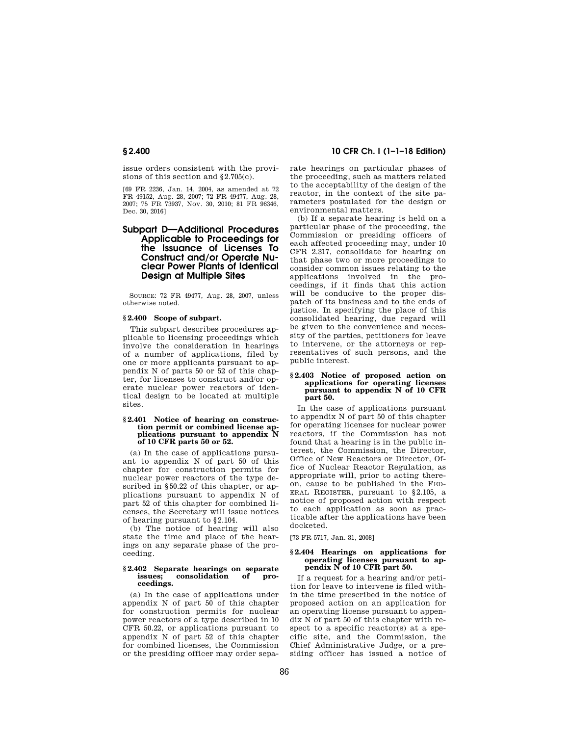issue orders consistent with the provisions of this section and §2.705(c).

[69 FR 2236, Jan. 14, 2004, as amended at 72 FR 49152, Aug. 28, 2007; 72 FR 49477, Aug. 28, 2007; 75 FR 73937, Nov. 30, 2010; 81 FR 96346, Dec. 30, 2016]

## Subpart D—Additional Procedures Applicable to Proceedings for the Issuance of Licenses To Construct and/or Operate Nuclear Power Plants of Identical Design at Multiple Sites

SOURCE: 72 FR 49477, Aug. 28, 2007, unless otherwise noted.

### §2.400 Scope of subpart.

This subpart describes procedures applicable to licensing proceedings which involve the consideration in hearings of a number of applications, filed by one or more applicants pursuant to appendix N of parts 50 or 52 of this chapter, for licenses to construct and/or operate nuclear power reactors of identical design to be located at multiple sites.

### §2.401 Notice of hearing on construction permit or combined license applications pursuant to appendix N of 10 CFR parts 50 or 52.

(a) In the case of applications pursuant to appendix N of part 50 of this chapter for construction permits for nuclear power reactors of the type described in §50.22 of this chapter, or applications pursuant to appendix N of part 52 of this chapter for combined licenses, the Secretary will issue notices of hearing pursuant to §2.104.

(b) The notice of hearing will also state the time and place of the hearings on any separate phase of the proceeding.

### §2.402 Separate hearings on separate issues; consolidation of proceedings.

(a) In the case of applications under appendix N of part 50 of this chapter for construction permits for nuclear power reactors of a type described in 10 CFR 50.22, or applications pursuant to appendix N of part 52 of this chapter for combined licenses, the Commission or the presiding officer may order separate hearings on particular phases of the proceeding, such as matters related to the acceptability of the design of the reactor, in the context of the site parameters postulated for the design or environmental matters.

(b) If a separate hearing is held on a particular phase of the proceeding, the Commission or presiding officers of each affected proceeding may, under 10 CFR 2.317, consolidate for hearing on that phase two or more proceedings to consider common issues relating to the applications involved in the proceedings, if it finds that this action will be conducive to the proper dispatch of its business and to the ends of justice. In specifying the place of this consolidated hearing, due regard will be given to the convenience and necessity of the parties, petitioners for leave to intervene, or the attorneys or representatives of such persons, and the public interest.

### §2.403 Notice of proposed action on applications for operating licenses pursuant to appendix N of 10 CFR part 50.

In the case of applications pursuant to appendix N of part 50 of this chapter for operating licenses for nuclear power reactors, if the Commission has not found that a hearing is in the public interest, the Commission, the Director, Office of New Reactors or Director, Office of Nuclear Reactor Regulation, as appropriate will, prior to acting thereon, cause to be published in the FEDERAL REGISTER, pursuant to §2.105, a notice of proposed action with respect to each application as soon as practicable after the applications have been docketed.

[73 FR 5717, Jan. 31, 2008]

### §2.404 Hearings on applications for operating licenses pursuant to appendix N of 10 CFR part 50.

If a request for a hearing and/or petition for leave to intervene is filed within the time prescribed in the notice of proposed action on an application for an operating license pursuant to appendix N of part 50 of this chapter with respect to a specific reactor(s) at a specific site, and the Commission, the Chief Administrative Judge, or a presiding officer has issued a notice of